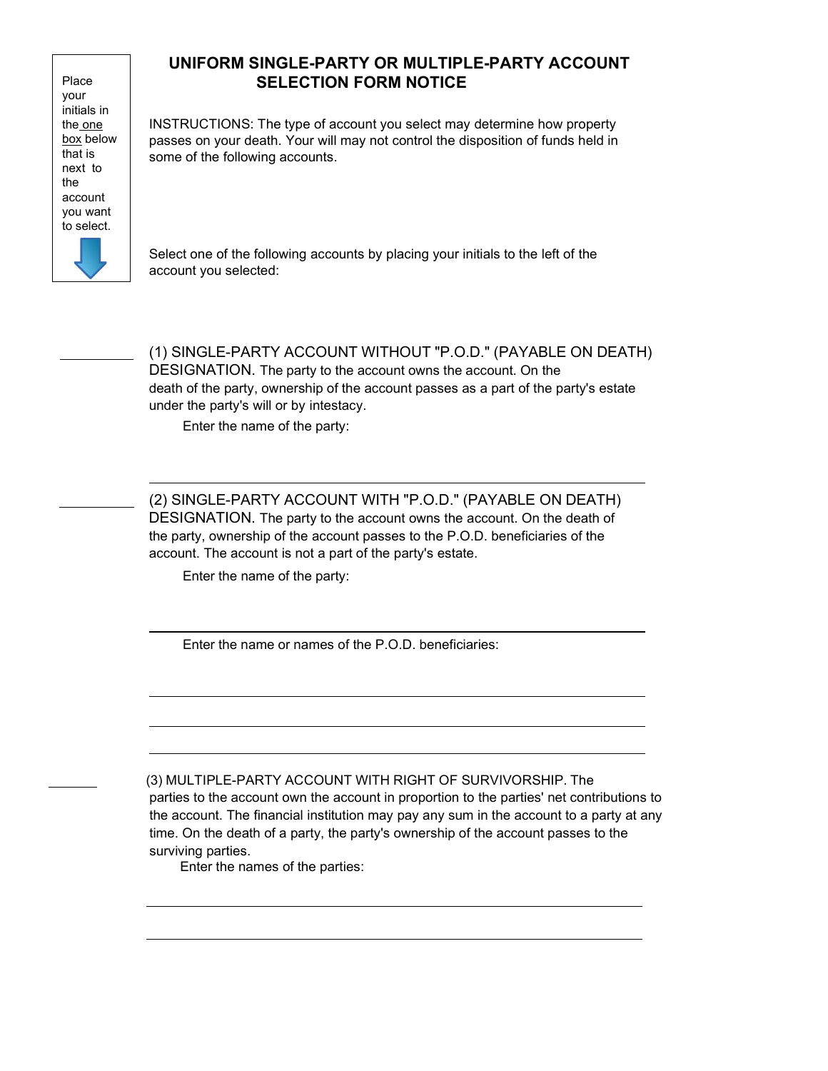## UNIFORM SINGLE-PARTY OR MULTIPLE-PARTY ACCOUNT SELECTION FORM NOTICE

Place your initials in the one box below that is next to the account you want to select.

INSTRUCTIONS: The type of account you select may determine how property passes on your death. Your will may not control the disposition of funds held in some of the following accounts.

Select one of the following accounts by placing your initials to the left of the account you selected:

\_\_\_\_\_\_\_\_\_\_ (1) SINGLE-PARTY ACCOUNT WITHOUT "P.O.D." (PAYABLE ON DEATH) DESIGNATION. The party to the account owns the account. On the death of the party, ownership of the account passes as a part of the party's estate under the party's will or by intestacy.

Enter the name of the party:

\_\_\_\_\_\_\_\_\_\_\_\_\_\_\_\_\_\_\_\_\_\_\_\_\_\_\_\_\_\_\_\_\_\_\_\_\_\_\_\_

\_\_\_\_\_\_\_\_\_\_ (2) SINGLE-PARTY ACCOUNT WITH "P.O.D." (PAYABLE ON DEATH) DESIGNATION. The party to the account owns the account. On the death of the party, ownership of the account passes to the P.O.D. beneficiaries of the account. The account is not a part of the party's estate.

Enter the name of the party:

\_\_\_\_\_\_\_\_\_\_\_\_\_\_\_\_\_\_\_\_\_\_\_\_\_\_\_\_\_\_\_\_\_\_\_\_\_\_\_\_

Enter the name or names of the P.O.D. beneficiaries:

\_\_\_\_\_\_\_\_\_\_\_\_\_\_\_\_\_\_\_\_\_\_\_\_\_\_\_\_\_\_\_\_\_\_\_\_\_\_\_\_

\_\_\_\_\_\_\_\_\_\_\_\_\_\_\_\_\_\_\_\_\_\_\_\_\_\_\_\_\_\_\_\_\_\_\_\_\_\_\_\_

\_\_\_\_\_\_\_\_\_\_\_\_\_\_\_\_\_\_\_\_\_\_\_\_\_\_\_\_\_\_\_\_\_\_\_\_\_\_\_\_

\_\_\_\_\_\_\_\_ (3) MULTIPLE-PARTY ACCOUNT WITH RIGHT OF SURVIVORSHIP. The parties to the account own the account in proportion to the parties' net contributions to the account. The financial institution may pay any sum in the account to a party at any time. On the death of a party, the party's ownership of the account passes to the surviving parties.

Enter the names of the parties:

\_\_\_\_\_\_\_\_\_\_\_\_\_\_\_\_\_\_\_\_\_\_\_\_\_\_\_\_\_\_\_\_\_\_\_\_\_\_\_\_

\_\_\_\_\_\_\_\_\_\_\_\_\_\_\_\_\_\_\_\_\_\_\_\_\_\_\_\_\_\_\_\_\_\_\_\_\_\_\_\_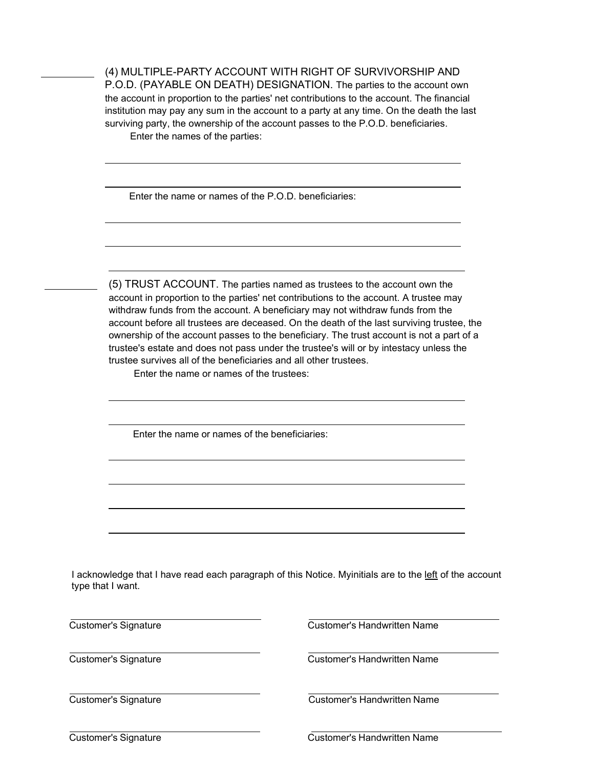______ (4) MULTIPLE-PARTY ACCOUNT WITH RIGHT OF SURVIVORSHIP AND P.O.D. (PAYABLE ON DEATH) DESIGNATION. The parties to the account own the account in proportion to the parties' net contributions to the account. The financial institution may pay any sum in the account to a party at any time. On the death the last surviving party, the ownership of the account passes to the P.O.D. beneficiaries.

Enter the names of the parties:

______________________________________________

______________________________________________

Enter the name or names of the P.O.D. beneficiaries:

______________________________________________

______________________________________________

______________________________________________

______ (5) TRUST ACCOUNT. The parties named as trustees to the account own the account in proportion to the parties' net contributions to the account. A trustee may withdraw funds from the account. A beneficiary may not withdraw funds from the account before all trustees are deceased. On the death of the last surviving trustee, the ownership of the account passes to the beneficiary. The trust account is not a part of a trustee's estate and does not pass under the trustee's will or by intestacy unless the trustee survives all of the beneficiaries and all other trustees.

Enter the name or names of the trustees:

______________________________________________

______________________________________________

Enter the name or names of the beneficiaries:

______________________________________________

______________________________________________

______________________________________________

______________________________________________

I acknowledge that I have read each paragraph of this Notice. Myinitials are to the left of the account type that I want.

| | |
|---|---|
| ______________________ | ______________________ |
| Customer's Signature | Customer's Handwritten Name |
| ______________________ | ______________________ |
| Customer's Signature | Customer's Handwritten Name |
| ______________________ | ______________________ |
| Customer's Signature | Customer's Handwritten Name |
| ______________________ | ______________________ |
| Customer's Signature | Customer's Handwritten Name |